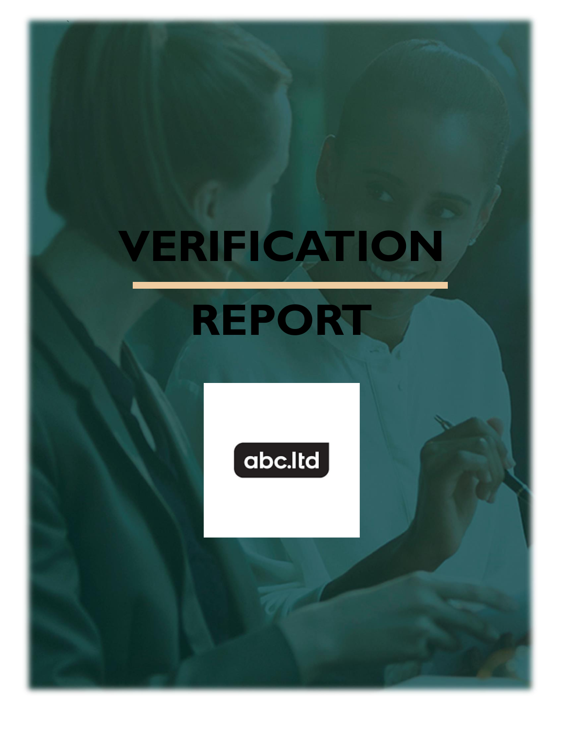# VERIFICATION

# REPORT

abc.ltd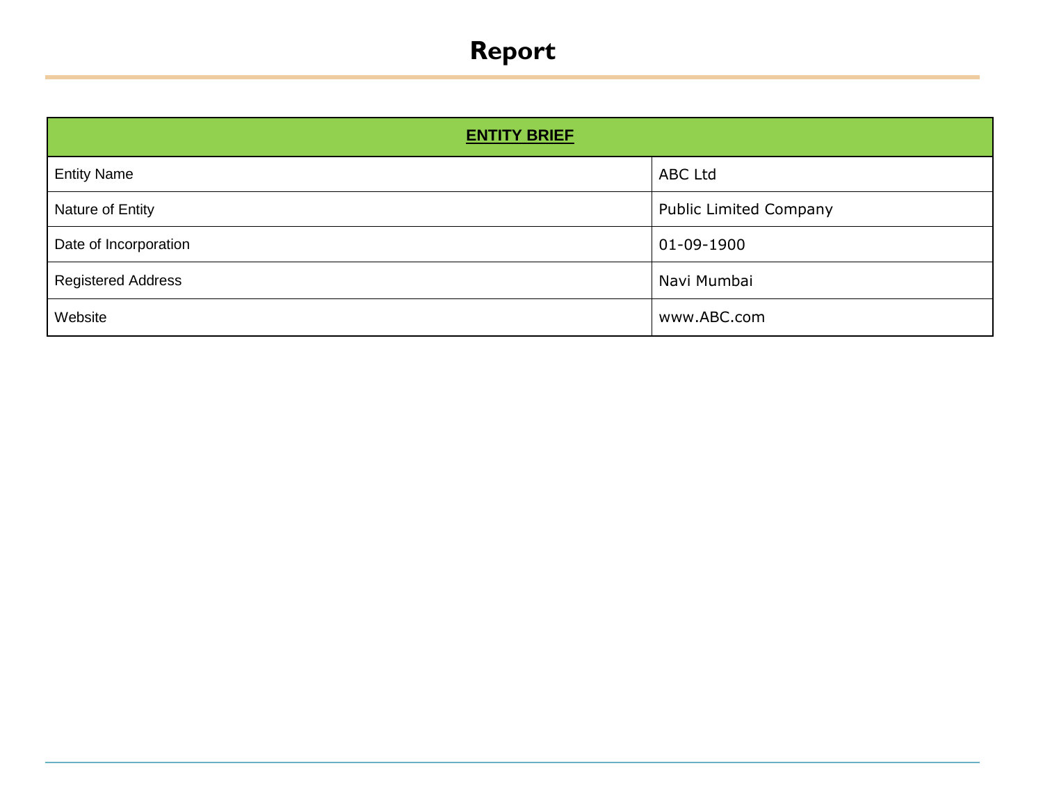# Report

| **ENTITY BRIEF** | |
|---|---|
| Entity Name | ABC Ltd |
| Nature of Entity | Public Limited Company |
| Date of Incorporation | 01-09-1900 |
| Registered Address | Navi Mumbai |
| Website | www.ABC.com |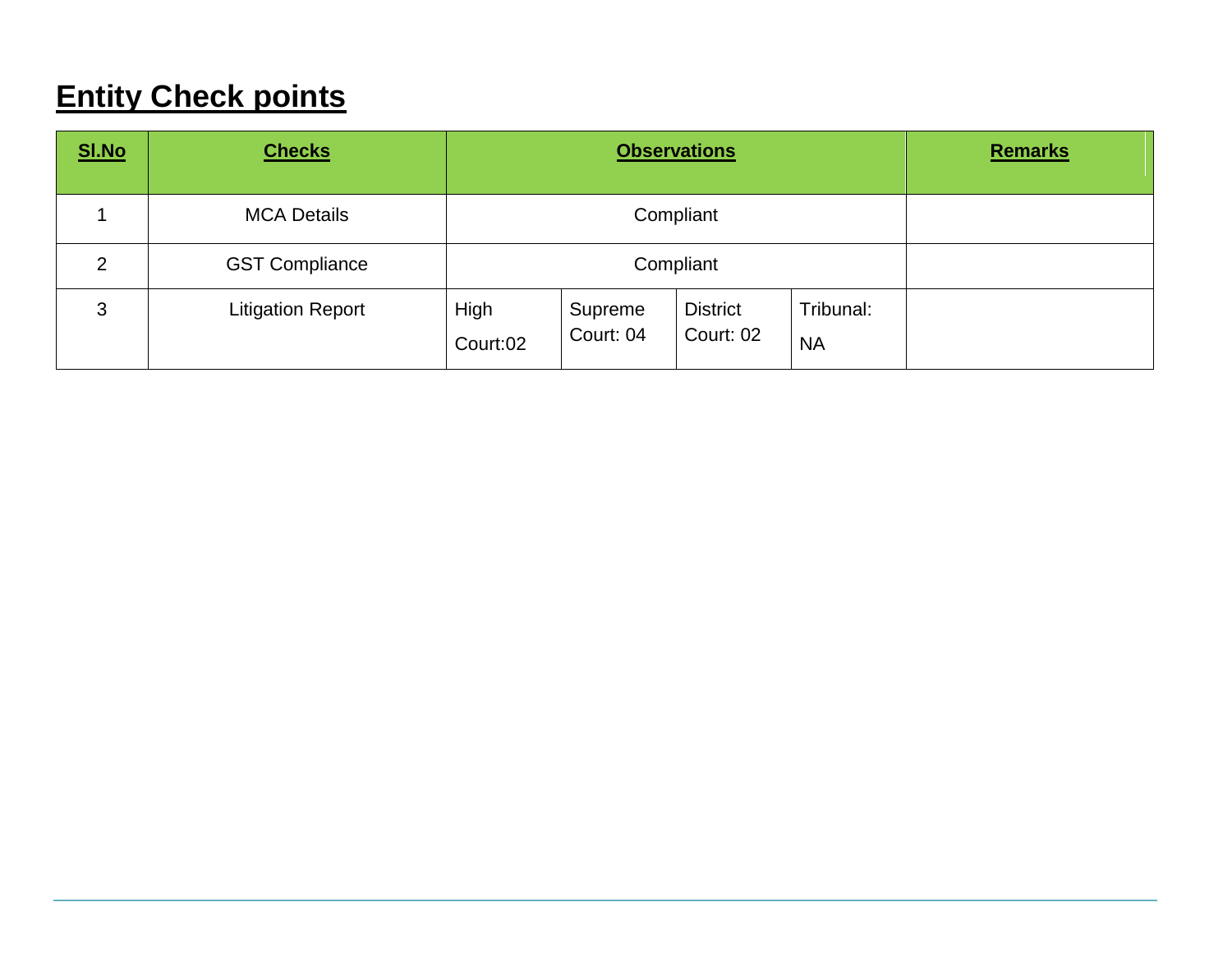# Entity Check points

| Sl.No | Checks | Observations | | | | Remarks |
|---|---|---|---|---|---|---|
| 1 | MCA Details | Compliant | | | | |
| 2 | GST Compliance | Compliant | | | | |
| 3 | Litigation Report | High Court:02 | Supreme Court: 04 | District Court: 02 | Tribunal: NA | |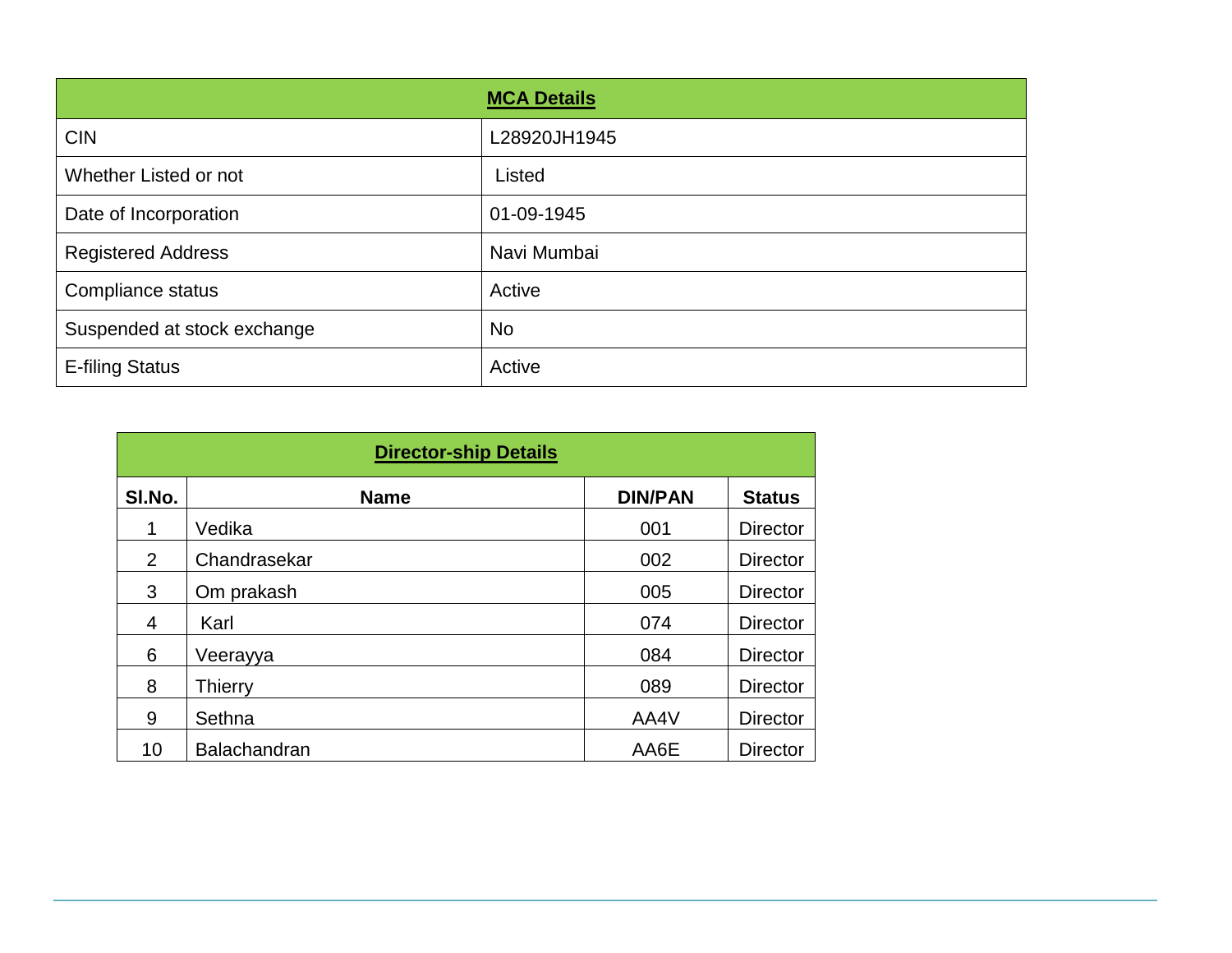| **MCA Details** | |
|---|---|
| CIN | L28920JH1945 |
| Whether Listed or not | Listed |
| Date of Incorporation | 01-09-1945 |
| Registered Address | Navi Mumbai |
| Compliance status | Active |
| Suspended at stock exchange | No |
| E-filing Status | Active |

| **Director-ship Details** | | | |
|---|---|---|---|
| **Sl.No.** | **Name** | **DIN/PAN** | **Status** |
| 1 | Vedika | 001 | Director |
| 2 | Chandrasekar | 002 | Director |
| 3 | Om prakash | 005 | Director |
| 4 | Karl | 074 | Director |
| 6 | Veerayya | 084 | Director |
| 8 | Thierry | 089 | Director |
| 9 | Sethna | AA4V | Director |
| 10 | Balachandran | AA6E | Director |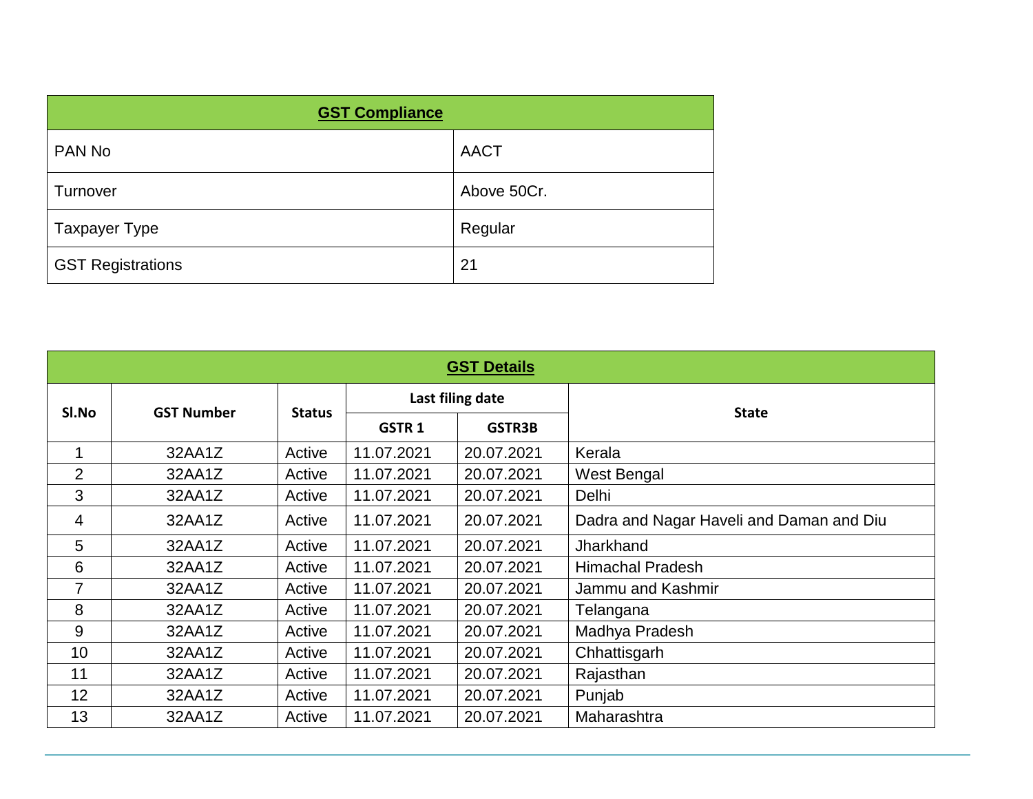| **GST Compliance** | |
|---|---|
| PAN No | AACT |
| Turnover | Above 50Cr. |
| Taxpayer Type | Regular |
| GST Registrations | 21 |

| **GST Details** | | | | | |
|---|---|---|---|---|---|
| **Sl.No** | **GST Number** | **Status** | **Last filing date** | | **State** |
| | | | **GSTR 1** | **GSTR3B** | |
| 1 | 32AA1Z | Active | 11.07.2021 | 20.07.2021 | Kerala |
| 2 | 32AA1Z | Active | 11.07.2021 | 20.07.2021 | West Bengal |
| 3 | 32AA1Z | Active | 11.07.2021 | 20.07.2021 | Delhi |
| 4 | 32AA1Z | Active | 11.07.2021 | 20.07.2021 | Dadra and Nagar Haveli and Daman and Diu |
| 5 | 32AA1Z | Active | 11.07.2021 | 20.07.2021 | Jharkhand |
| 6 | 32AA1Z | Active | 11.07.2021 | 20.07.2021 | Himachal Pradesh |
| 7 | 32AA1Z | Active | 11.07.2021 | 20.07.2021 | Jammu and Kashmir |
| 8 | 32AA1Z | Active | 11.07.2021 | 20.07.2021 | Telangana |
| 9 | 32AA1Z | Active | 11.07.2021 | 20.07.2021 | Madhya Pradesh |
| 10 | 32AA1Z | Active | 11.07.2021 | 20.07.2021 | Chhattisgarh |
| 11 | 32AA1Z | Active | 11.07.2021 | 20.07.2021 | Rajasthan |
| 12 | 32AA1Z | Active | 11.07.2021 | 20.07.2021 | Punjab |
| 13 | 32AA1Z | Active | 11.07.2021 | 20.07.2021 | Maharashtra |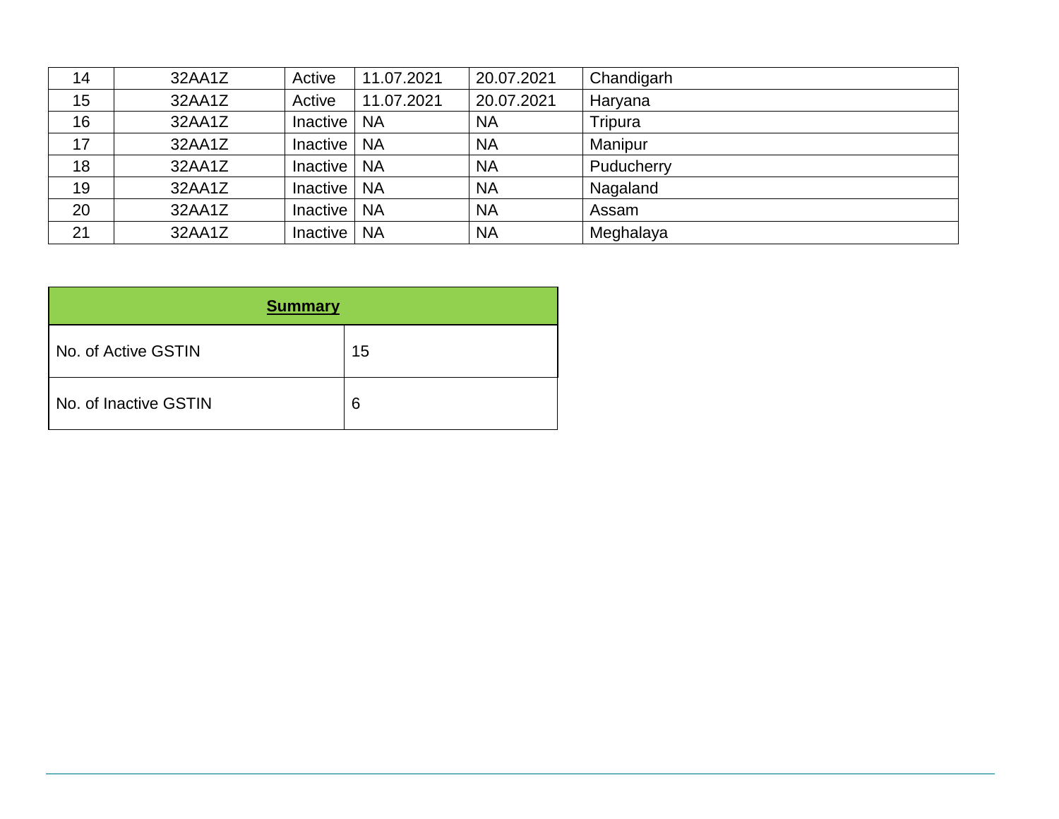| 14 | 32AA1Z | Active | 11.07.2021 | 20.07.2021 | Chandigarh |
|---|---|---|---|---|---|
| 15 | 32AA1Z | Active | 11.07.2021 | 20.07.2021 | Haryana |
| 16 | 32AA1Z | Inactive | NA | NA | Tripura |
| 17 | 32AA1Z | Inactive | NA | NA | Manipur |
| 18 | 32AA1Z | Inactive | NA | NA | Puducherry |
| 19 | 32AA1Z | Inactive | NA | NA | Nagaland |
| 20 | 32AA1Z | Inactive | NA | NA | Assam |
| 21 | 32AA1Z | Inactive | NA | NA | Meghalaya |

| **Summary** | |
|---|---|
| No. of Active GSTIN | 15 |
| No. of Inactive GSTIN | 6 |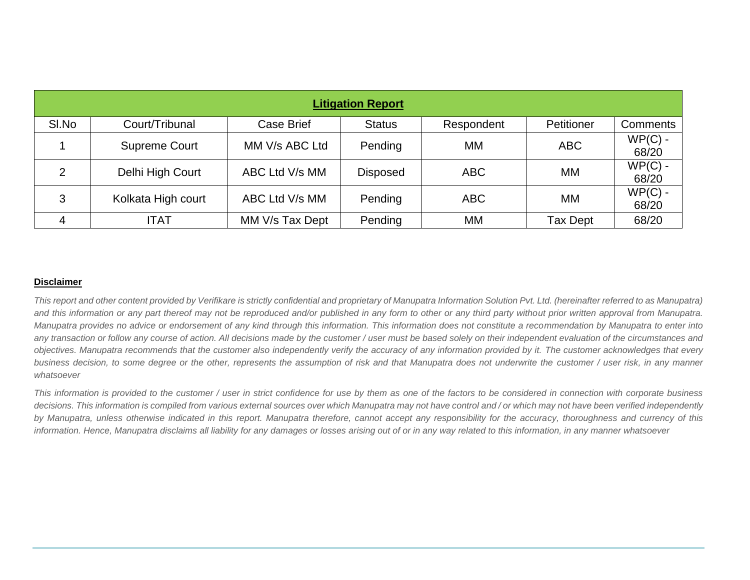| **Litigation Report** | | | | | | |
|---|---|---|---|---|---|---|
| Sl.No | Court/Tribunal | Case Brief | Status | Respondent | Petitioner | Comments |
| 1 | Supreme Court | MM V/s ABC Ltd | Pending | MM | ABC | WP(C) - 68/20 |
| 2 | Delhi High Court | ABC Ltd V/s MM | Disposed | ABC | MM | WP(C) - 68/20 |
| 3 | Kolkata High court | ABC Ltd V/s MM | Pending | ABC | MM | WP(C) - 68/20 |
| 4 | ITAT | MM V/s Tax Dept | Pending | MM | Tax Dept | 68/20 |

**Disclaimer**

*This report and other content provided by Verifikare is strictly confidential and proprietary of Manupatra Information Solution Pvt. Ltd. (hereinafter referred to as Manupatra) and this information or any part thereof may not be reproduced and/or published in any form to other or any third party without prior written approval from Manupatra. Manupatra provides no advice or endorsement of any kind through this information. This information does not constitute a recommendation by Manupatra to enter into any transaction or follow any course of action. All decisions made by the customer / user must be based solely on their independent evaluation of the circumstances and objectives. Manupatra recommends that the customer also independently verify the accuracy of any information provided by it. The customer acknowledges that every business decision, to some degree or the other, represents the assumption of risk and that Manupatra does not underwrite the customer / user risk, in any manner whatsoever*

*This information is provided to the customer / user in strict confidence for use by them as one of the factors to be considered in connection with corporate business decisions. This information is compiled from various external sources over which Manupatra may not have control and / or which may not have been verified independently by Manupatra, unless otherwise indicated in this report. Manupatra therefore, cannot accept any responsibility for the accuracy, thoroughness and currency of this information. Hence, Manupatra disclaims all liability for any damages or losses arising out of or in any way related to this information, in any manner whatsoever*